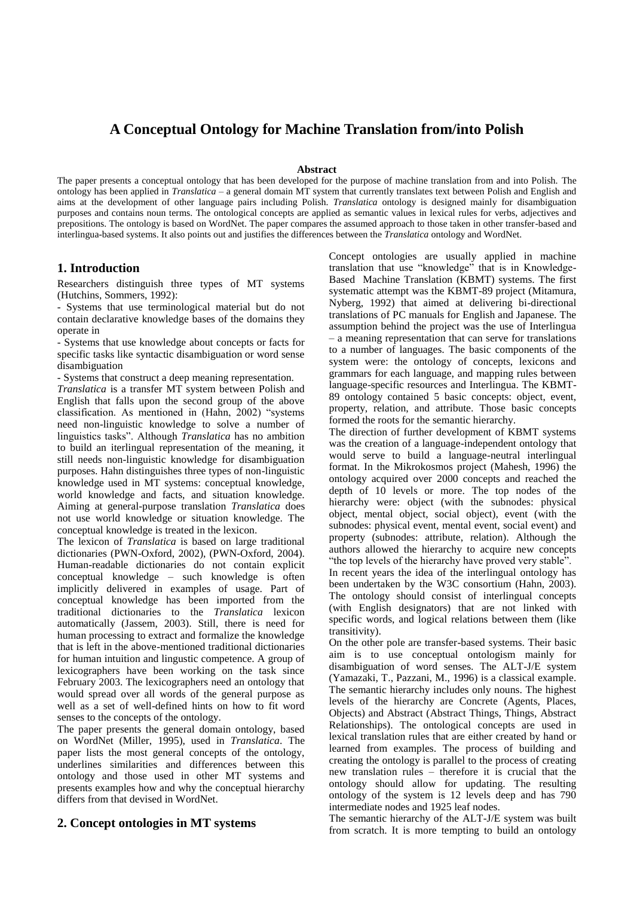# A Conceptual Ontology for Machine Translation from/into Polish

**Abstract**

The paper presents a conceptual ontology that has been developed for the purpose of machine translation from and into Polish. The ontology has been applied in *Translatica* – a general domain MT system that currently translates text between Polish and English and aims at the development of other language pairs including Polish. *Translatica* ontology is designed mainly for disambiguation purposes and contains noun terms. The ontological concepts are applied as semantic values in lexical rules for verbs, adjectives and prepositions. The ontology is based on WordNet. The paper compares the assumed approach to those taken in other transfer-based and interlingua-based systems. It also points out and justifies the differences between the *Translatica* ontology and WordNet.

## 1. Introduction

Researchers distinguish three types of MT systems (Hutchins, Sommers, 1992):

- Systems that use terminological material but do not contain declarative knowledge bases of the domains they operate in
- Systems that use knowledge about concepts or facts for specific tasks like syntactic disambiguation or word sense disambiguation
- Systems that construct a deep meaning representation.

*Translatica* is a transfer MT system between Polish and English that falls upon the second group of the above classification. As mentioned in (Hahn, 2002) "systems need non-linguistic knowledge to solve a number of linguistics tasks". Although *Translatica* has no ambition to build an iterlingual representation of the meaning, it still needs non-linguistic knowledge for disambiguation purposes. Hahn distinguishes three types of non-linguistic knowledge used in MT systems: conceptual knowledge, world knowledge and facts, and situation knowledge. Aiming at general-purpose translation *Translatica* does not use world knowledge or situation knowledge. The conceptual knowledge is treated in the lexicon.

The lexicon of *Translatica* is based on large traditional dictionaries (PWN-Oxford, 2002), (PWN-Oxford, 2004). Human-readable dictionaries do not contain explicit conceptual knowledge – such knowledge is often implicitly delivered in examples of usage. Part of conceptual knowledge has been imported from the traditional dictionaries to the *Translatica* lexicon automatically (Jassem, 2003). Still, there is need for human processing to extract and formalize the knowledge that is left in the above-mentioned traditional dictionaries for human intuition and lingustic competence. A group of lexicographers have been working on the task since February 2003. The lexicographers need an ontology that would spread over all words of the general purpose as well as a set of well-defined hints on how to fit word senses to the concepts of the ontology.

The paper presents the general domain ontology, based on WordNet (Miller, 1995), used in *Translatica*. The paper lists the most general concepts of the ontology, underlines similarities and differences between this ontology and those used in other MT systems and presents examples how and why the conceptual hierarchy differs from that devised in WordNet.

## 2. Concept ontologies in MT systems

Concept ontologies are usually applied in machine translation that use "knowledge" that is in Knowledge-Based Machine Translation (KBMT) systems. The first systematic attempt was the KBMT-89 project (Mitamura, Nyberg, 1992) that aimed at delivering bi-directional translations of PC manuals for English and Japanese. The assumption behind the project was the use of Interlingua – a meaning representation that can serve for translations to a number of languages. The basic components of the system were: the ontology of concepts, lexicons and grammars for each language, and mapping rules between language-specific resources and Interlingua. The KBMT-89 ontology contained 5 basic concepts: object, event, property, relation, and attribute. Those basic concepts formed the roots for the semantic hierarchy.

The direction of further development of KBMT systems was the creation of a language-independent ontology that would serve to build a language-neutral interlingual format. In the Mikrokosmos project (Mahesh, 1996) the ontology acquired over 2000 concepts and reached the depth of 10 levels or more. The top nodes of the hierarchy were: object (with the subnodes: physical object, mental object, social object), event (with the subnodes: physical event, mental event, social event) and property (subnodes: attribute, relation). Although the authors allowed the hierarchy to acquire new concepts "the top levels of the hierarchy have proved very stable".

In recent years the idea of the interlingual ontology has been undertaken by the W3C consortium (Hahn, 2003). The ontology should consist of interlingual concepts (with English designators) that are not linked with specific words, and logical relations between them (like transitivity).

On the other pole are transfer-based systems. Their basic aim is to use conceptual ontologism mainly for disambiguation of word senses. The ALT-J/E system (Yamazaki, T., Pazzani, M., 1996) is a classical example. The semantic hierarchy includes only nouns. The highest levels of the hierarchy are Concrete (Agents, Places, Objects) and Abstract (Abstract Things, Things, Abstract Relationships). The ontological concepts are used in lexical translation rules that are either created by hand or learned from examples. The process of building and creating the ontology is parallel to the process of creating new translation rules – therefore it is crucial that the ontology should allow for updating. The resulting ontology of the system is 12 levels deep and has 790 intermediate nodes and 1925 leaf nodes.

The semantic hierarchy of the ALT-J/E system was built from scratch. It is more tempting to build an ontology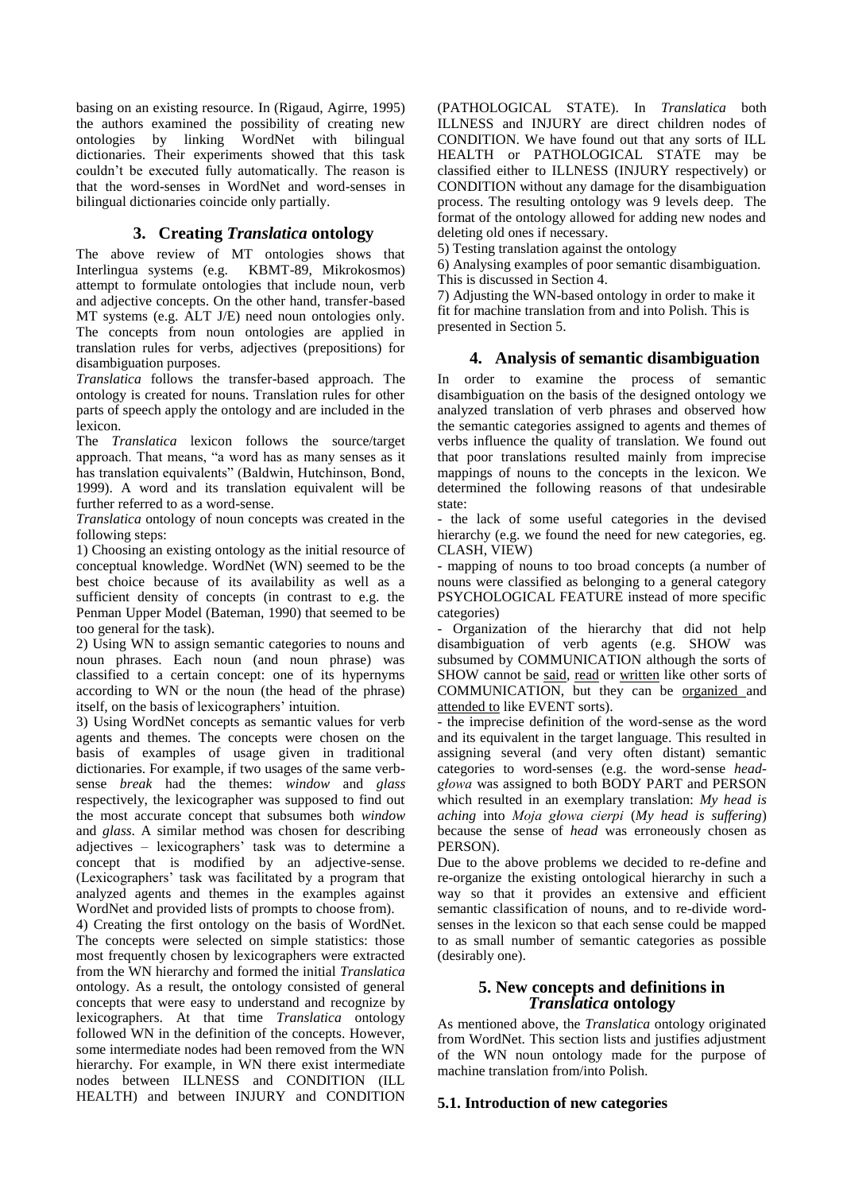basing on an existing resource. In (Rigaud, Agirre, 1995) the authors examined the possibility of creating new ontologies by linking WordNet with bilingual dictionaries. Their experiments showed that this task couldn't be executed fully automatically. The reason is that the word-senses in WordNet and word-senses in bilingual dictionaries coincide only partially.

## 3. Creating *Translatica* ontology

The above review of MT ontologies shows that Interlingua systems (e.g. KBMT-89, Mikrokosmos) attempt to formulate ontologies that include noun, verb and adjective concepts. On the other hand, transfer-based MT systems (e.g. ALT J/E) need noun ontologies only. The concepts from noun ontologies are applied in translation rules for verbs, adjectives (prepositions) for disambiguation purposes.

*Translatica* follows the transfer-based approach. The ontology is created for nouns. Translation rules for other parts of speech apply the ontology and are included in the lexicon.

The *Translatica* lexicon follows the source/target approach. That means, "a word has as many senses as it has translation equivalents" (Baldwin, Hutchinson, Bond, 1999). A word and its translation equivalent will be further referred to as a word-sense.

*Translatica* ontology of noun concepts was created in the following steps:

1) Choosing an existing ontology as the initial resource of conceptual knowledge. WordNet (WN) seemed to be the best choice because of its availability as well as a sufficient density of concepts (in contrast to e.g. the Penman Upper Model (Bateman, 1990) that seemed to be too general for the task).

2) Using WN to assign semantic categories to nouns and noun phrases. Each noun (and noun phrase) was classified to a certain concept: one of its hypernyms according to WN or the noun (the head of the phrase) itself, on the basis of lexicographers' intuition.

3) Using WordNet concepts as semantic values for verb agents and themes. The concepts were chosen on the basis of examples of usage given in traditional dictionaries. For example, if two usages of the same verb-sense *break* had the themes: *window* and *glass* respectively, the lexicographer was supposed to find out the most accurate concept that subsumes both *window* and *glass*. A similar method was chosen for describing adjectives – lexicographers' task was to determine a concept that is modified by an adjective-sense. (Lexicographers' task was facilitated by a program that analyzed agents and themes in the examples against WordNet and provided lists of prompts to choose from).

4) Creating the first ontology on the basis of WordNet. The concepts were selected on simple statistics: those most frequently chosen by lexicographers were extracted from the WN hierarchy and formed the initial *Translatica* ontology. As a result, the ontology consisted of general concepts that were easy to understand and recognize by lexicographers. At that time *Translatica* ontology followed WN in the definition of the concepts. However, some intermediate nodes had been removed from the WN hierarchy. For example, in WN there exist intermediate nodes between ILLNESS and CONDITION (ILL HEALTH) and between INJURY and CONDITION (PATHOLOGICAL STATE). In *Translatica* both ILLNESS and INJURY are direct children nodes of CONDITION. We have found out that any sorts of ILL HEALTH or PATHOLOGICAL STATE may be classified either to ILLNESS (INJURY respectively) or CONDITION without any damage for the disambiguation process. The resulting ontology was 9 levels deep. The format of the ontology allowed for adding new nodes and deleting old ones if necessary.

5) Testing translation against the ontology

6) Analysing examples of poor semantic disambiguation. This is discussed in Section 4.

7) Adjusting the WN-based ontology in order to make it fit for machine translation from and into Polish. This is presented in Section 5.

## 4. Analysis of semantic disambiguation

In order to examine the process of semantic disambiguation on the basis of the designed ontology we analyzed translation of verb phrases and observed how the semantic categories assigned to agents and themes of verbs influence the quality of translation. We found out that poor translations resulted mainly from imprecise mappings of nouns to the concepts in the lexicon. We determined the following reasons of that undesirable state:

- the lack of some useful categories in the devised hierarchy (e.g. we found the need for new categories, eg. CLASH, VIEW)
- mapping of nouns to too broad concepts (a number of nouns were classified as belonging to a general category PSYCHOLOGICAL FEATURE instead of more specific categories)
- Organization of the hierarchy that did not help disambiguation of verb agents (e.g. SHOW was subsumed by COMMUNICATION although the sorts of SHOW cannot be said, read or written like other sorts of COMMUNICATION, but they can be organized and attended to like EVENT sorts).
- the imprecise definition of the word-sense as the word and its equivalent in the target language. This resulted in assigning several (and very often distant) semantic categories to word-senses (e.g. the word-sense *head-głowa* was assigned to both BODY PART and PERSON which resulted in an exemplary translation: *My head is aching* into *Moja głowa cierpi* (*My head is suffering*) because the sense of *head* was erroneously chosen as PERSON).

Due to the above problems we decided to re-define and re-organize the existing ontological hierarchy in such a way so that it provides an extensive and efficient semantic classification of nouns, and to re-divide word-senses in the lexicon so that each sense could be mapped to as small number of semantic categories as possible (desirably one).

## 5. New concepts and definitions in *Translatica* ontology

As mentioned above, the *Translatica* ontology originated from WordNet. This section lists and justifies adjustment of the WN noun ontology made for the purpose of machine translation from/into Polish.

### 5.1. Introduction of new categories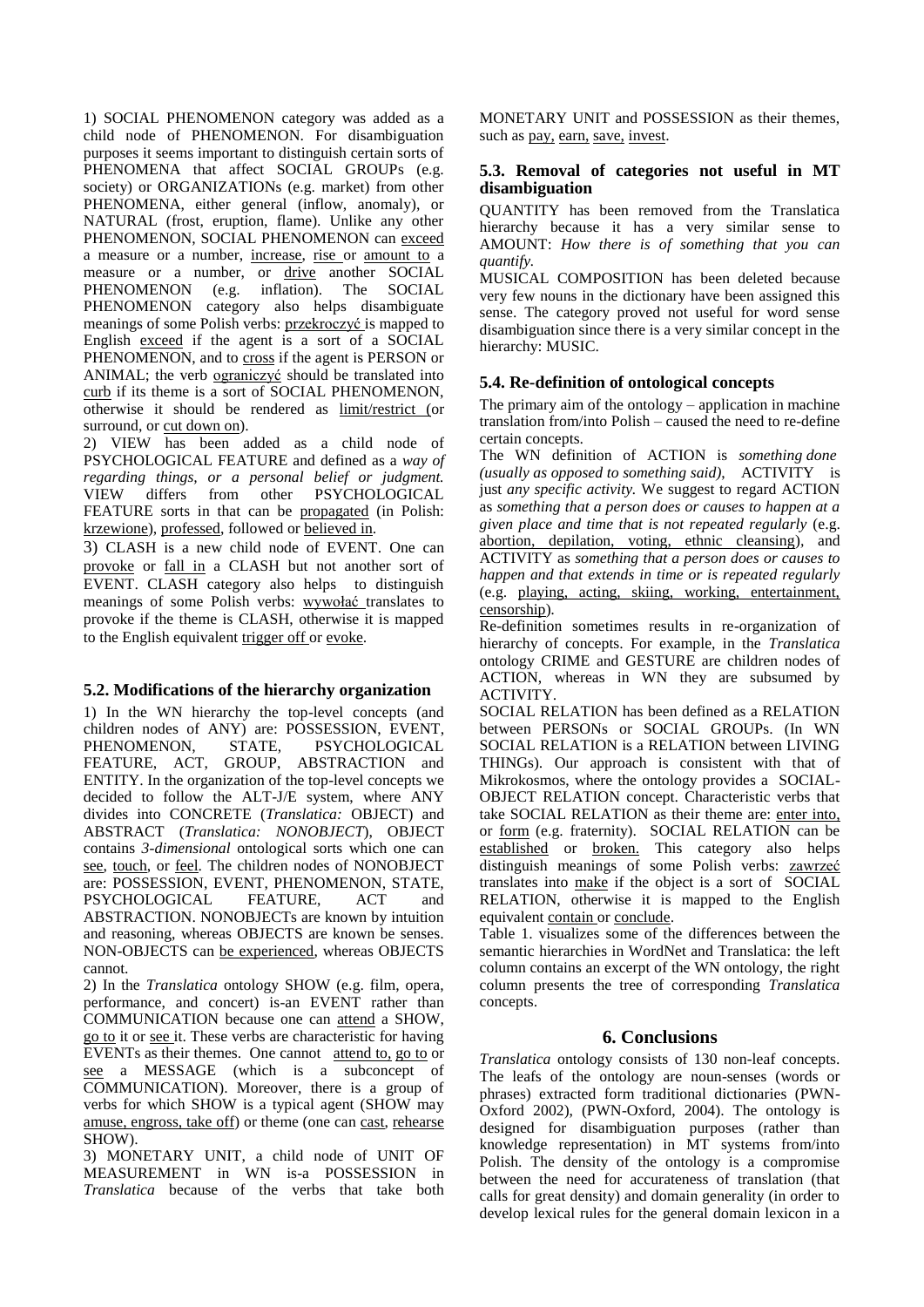1) SOCIAL PHENOMENON category was added as a child node of PHENOMENON. For disambiguation purposes it seems important to distinguish certain sorts of PHENOMENA that affect SOCIAL GROUPs (e.g. society) or ORGANIZATIONs (e.g. market) from other PHENOMENA, either general (inflow, anomaly), or NATURAL (frost, eruption, flame). Unlike any other PHENOMENON, SOCIAL PHENOMENON can exceed a measure or a number, increase, rise or amount to a measure or a number, or drive another SOCIAL PHENOMENON (e.g. inflation). The SOCIAL PHENOMENON category also helps disambiguate meanings of some Polish verbs: przekroczyć is mapped to English exceed if the agent is a sort of a SOCIAL PHENOMENON, and to cross if the agent is PERSON or ANIMAL; the verb ograniczyć should be translated into curb if its theme is a sort of SOCIAL PHENOMENON, otherwise it should be rendered as limit/restrict (or surround, or cut down on).

2) VIEW has been added as a child node of PSYCHOLOGICAL FEATURE and defined as a *way of regarding things, or a personal belief or judgment.* VIEW differs from other PSYCHOLOGICAL FEATURE sorts in that can be propagated (in Polish: krzewione), professed, followed or believed in.

3) CLASH is a new child node of EVENT. One can provoke or fall in a CLASH but not another sort of EVENT. CLASH category also helps to distinguish meanings of some Polish verbs: wywołać translates to provoke if the theme is CLASH, otherwise it is mapped to the English equivalent trigger off or evoke.

### 5.2. Modifications of the hierarchy organization

1) In the WN hierarchy the top-level concepts (and children nodes of ANY) are: POSSESSION, EVENT, PHENOMENON, STATE, PSYCHOLOGICAL FEATURE, ACT, GROUP, ABSTRACTION and ENTITY. In the organization of the top-level concepts we decided to follow the ALT-J/E system, where ANY divides into CONCRETE (*Translatica:* OBJECT) and ABSTRACT (*Translatica: NONOBJECT*), OBJECT contains *3-dimensional* ontological sorts which one can see, touch, or feel. The children nodes of NONOBJECT are: POSSESSION, EVENT, PHENOMENON, STATE, PSYCHOLOGICAL FEATURE, ACT and ABSTRACTION. NONOBJECTs are known by intuition and reasoning, whereas OBJECTS are known be senses. NON-OBJECTS can be experienced, whereas OBJECTS cannot.

2) In the *Translatica* ontology SHOW (e.g. film, opera, performance, and concert) is-an EVENT rather than COMMUNICATION because one can attend a SHOW, go to it or see it. These verbs are characteristic for having EVENTs as their themes. One cannot attend to, go to or see a MESSAGE (which is a subconcept of COMMUNICATION). Moreover, there is a group of verbs for which SHOW is a typical agent (SHOW may amuse, engross, take off) or theme (one can cast, rehearse SHOW).

3) MONETARY UNIT, a child node of UNIT OF MEASUREMENT in WN is-a POSSESSION in *Translatica* because of the verbs that take both MONETARY UNIT and POSSESSION as their themes, such as pay, earn, save, invest.

### 5.3. Removal of categories not useful in MT disambiguation

QUANTITY has been removed from the Translatica hierarchy because it has a very similar sense to AMOUNT: *How there is of something that you can quantify.*

MUSICAL COMPOSITION has been deleted because very few nouns in the dictionary have been assigned this sense. The category proved not useful for word sense disambiguation since there is a very similar concept in the hierarchy: MUSIC.

### 5.4. Re-definition of ontological concepts

The primary aim of the ontology – application in machine translation from/into Polish – caused the need to re-define certain concepts.

The WN definition of ACTION is *something done (usually as opposed to something said)*, ACTIVITY is just *any specific activity.* We suggest to regard ACTION as *something that a person does or causes to happen at a given place and time that is not repeated regularly* (e.g. abortion, depilation, voting, ethnic cleansing), and ACTIVITY as *something that a person does or causes to happen and that extends in time or is repeated regularly* (e.g. playing, acting, skiing, working, entertainment, censorship).

Re-definition sometimes results in re-organization of hierarchy of concepts. For example, in the *Translatica* ontology CRIME and GESTURE are children nodes of ACTION, whereas in WN they are subsumed by ACTIVITY.

SOCIAL RELATION has been defined as a RELATION between PERSONs or SOCIAL GROUPs. (In WN SOCIAL RELATION is a RELATION between LIVING THINGs). Our approach is consistent with that of Mikrokosmos, where the ontology provides a SOCIAL-OBJECT RELATION concept. Characteristic verbs that take SOCIAL RELATION as their theme are: enter into, or form (e.g. fraternity). SOCIAL RELATION can be established or broken. This category also helps distinguish meanings of some Polish verbs: zawrzeć translates into make if the object is a sort of SOCIAL RELATION, otherwise it is mapped to the English equivalent contain or conclude.

Table 1. visualizes some of the differences between the semantic hierarchies in WordNet and Translatica: the left column contains an excerpt of the WN ontology, the right column presents the tree of corresponding *Translatica* concepts.

## 6. Conclusions

*Translatica* ontology consists of 130 non-leaf concepts. The leafs of the ontology are noun-senses (words or phrases) extracted form traditional dictionaries (PWN-Oxford 2002), (PWN-Oxford, 2004). The ontology is designed for disambiguation purposes (rather than knowledge representation) in MT systems from/into Polish. The density of the ontology is a compromise between the need for accurateness of translation (that calls for great density) and domain generality (in order to develop lexical rules for the general domain lexicon in a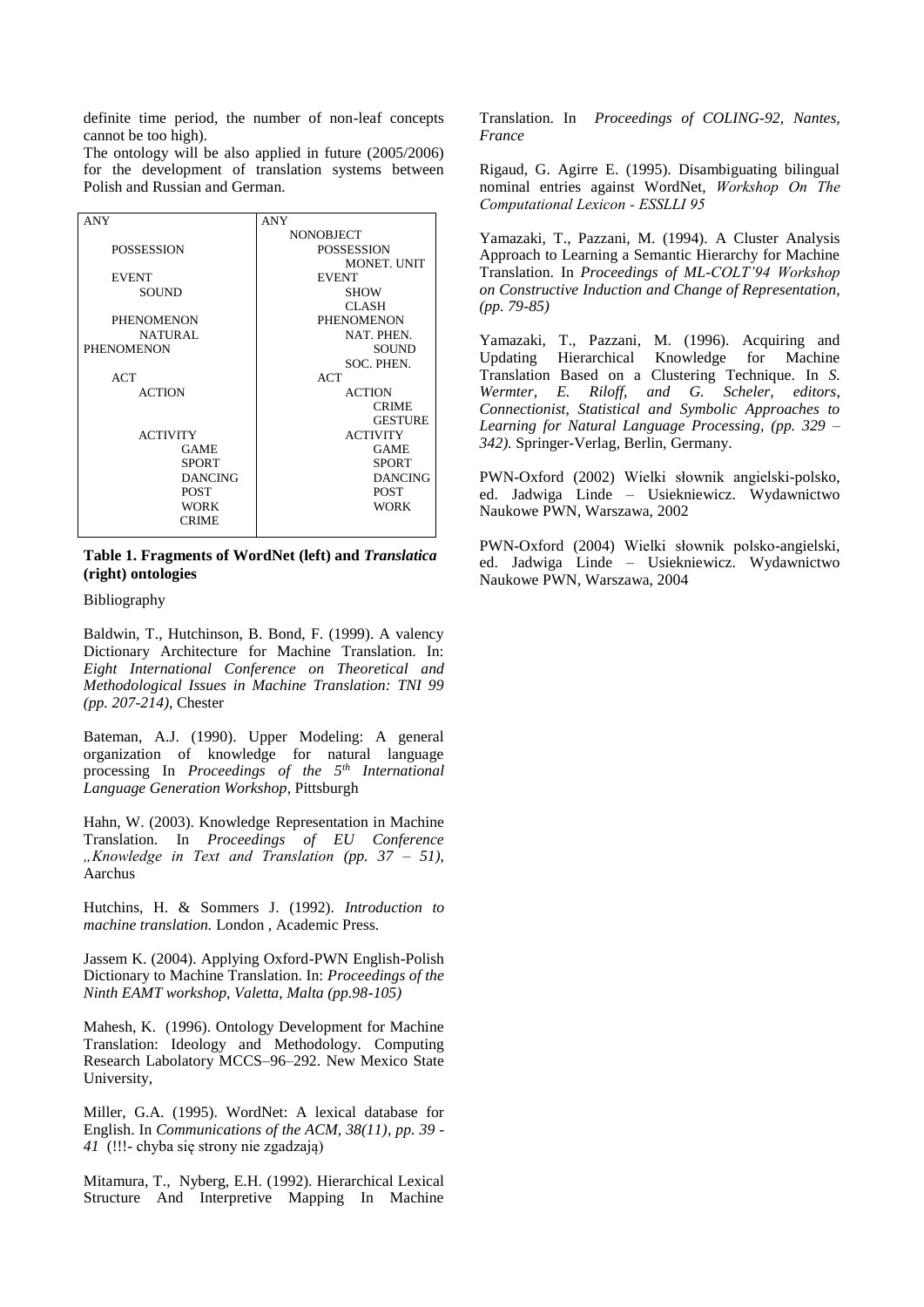definite time period, the number of non-leaf concepts cannot be too high).

The ontology will be also applied in future (2005/2006) for the development of translation systems between Polish and Russian and German.

| ANY | ANY |
|---|---|
| | NONOBJECT |
| POSSESSION | POSSESSION |
| | MONET. UNIT |
| EVENT | EVENT |
| SOUND | SHOW |
| | CLASH |
| PHENOMENON | PHENOMENON |
| NATURAL PHENOMENON | NAT. PHEN. |
| | SOUND |
| | SOC. PHEN. |
| ACT | ACT |
| ACTION | ACTION |
| | CRIME |
| | GESTURE |
| ACTIVITY | ACTIVITY |
| GAME | GAME |
| SPORT | SPORT |
| DANCING | DANCING |
| POST | POST |
| WORK | WORK |
| CRIME | |

**Table 1. Fragments of WordNet (left) and *Translatica* (right) ontologies**

Bibliography

Baldwin, T., Hutchinson, B. Bond, F. (1999). A valency Dictionary Architecture for Machine Translation. In: *Eight International Conference on Theoretical and Methodological Issues in Machine Translation: TNI 99 (pp. 207-214)*, Chester

Bateman, A.J. (1990). Upper Modeling: A general organization of knowledge for natural language processing In *Proceedings of the 5th International Language Generation Workshop*, Pittsburgh

Hahn, W. (2003). Knowledge Representation in Machine Translation. In *Proceedings of EU Conference „Knowledge in Text and Translation (pp. 37 – 51)*, Aarchus

Hutchins, H. & Sommers J. (1992). *Introduction to machine translation.* London , Academic Press.

Jassem K. (2004). Applying Oxford-PWN English-Polish Dictionary to Machine Translation. In: *Proceedings of the Ninth EAMT workshop, Valetta, Malta (pp.98-105)*

Mahesh, K. (1996). Ontology Development for Machine Translation: Ideology and Methodology. Computing Research Labolatory MCCS–96–292. New Mexico State University,

Miller, G.A. (1995). WordNet: A lexical database for English. In *Communications of the ACM, 38(11), pp. 39 - 41* (!!!- chyba się strony nie zgadzają)

Mitamura, T., Nyberg, E.H. (1992). Hierarchical Lexical Structure And Interpretive Mapping In Machine Translation. In *Proceedings of COLING-92, Nantes, France*

Rigaud, G. Agirre E. (1995). Disambiguating bilingual nominal entries against WordNet, *Workshop On The Computational Lexicon - ESSLLI 95*

Yamazaki, T., Pazzani, M. (1994). A Cluster Analysis Approach to Learning a Semantic Hierarchy for Machine Translation. In *Proceedings of ML-COLT'94 Workshop on Constructive Induction and Change of Representation, (pp. 79-85)*

Yamazaki, T., Pazzani, M. (1996). Acquiring and Updating Hierarchical Knowledge for Machine Translation Based on a Clustering Technique. In *S. Wermter, E. Riloff, and G. Scheler, editors, Connectionist, Statistical and Symbolic Approaches to Learning for Natural Language Processing, (pp. 329 – 342).* Springer-Verlag, Berlin, Germany.

PWN-Oxford (2002) Wielki słownik angielski-polsko, ed. Jadwiga Linde – Usiekniewicz. Wydawnictwo Naukowe PWN, Warszawa, 2002

PWN-Oxford (2004) Wielki słownik polsko-angielski, ed. Jadwiga Linde – Usiekniewicz. Wydawnictwo Naukowe PWN, Warszawa, 2004